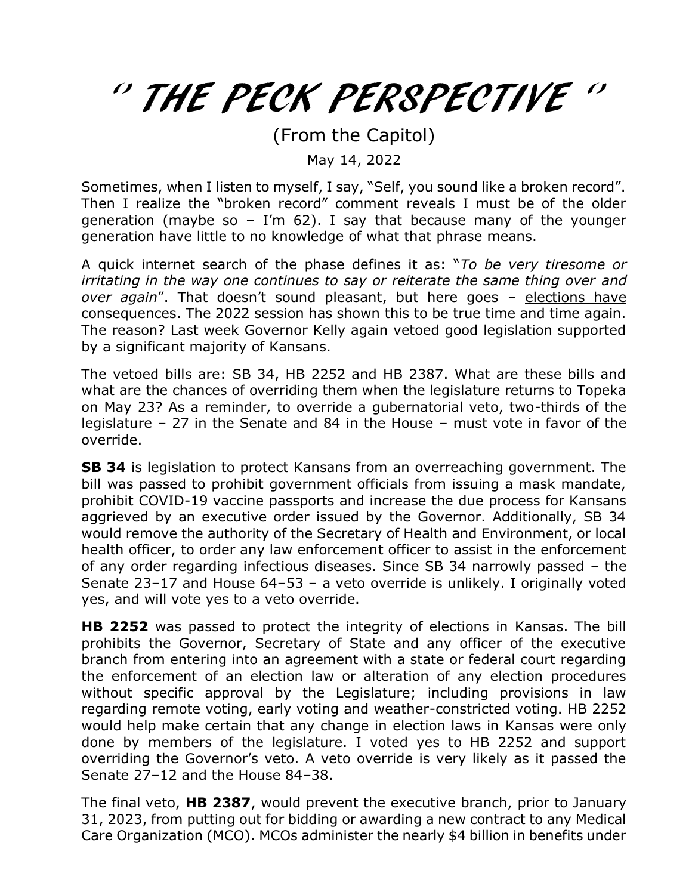# " THE PECK PERSPECTIVE "

(From the Capitol)

May 14, 2022

Sometimes, when I listen to myself, I say, "Self, you sound like a broken record". Then I realize the "broken record" comment reveals I must be of the older generation (maybe so – I'm 62). I say that because many of the younger generation have little to no knowledge of what that phrase means.

A quick internet search of the phase defines it as: "*To be very tiresome or irritating in the way one continues to say or reiterate the same thing over and over again*". That doesn't sound pleasant, but here goes – <u>elections have consequences</u>. The 2022 session has shown this to be true time and time again. The reason? Last week Governor Kelly again vetoed good legislation supported by a significant majority of Kansans.

The vetoed bills are: SB 34, HB 2252 and HB 2387. What are these bills and what are the chances of overriding them when the legislature returns to Topeka on May 23? As a reminder, to override a gubernatorial veto, two-thirds of the legislature – 27 in the Senate and 84 in the House – must vote in favor of the override.

**SB 34** is legislation to protect Kansans from an overreaching government. The bill was passed to prohibit government officials from issuing a mask mandate, prohibit COVID-19 vaccine passports and increase the due process for Kansans aggrieved by an executive order issued by the Governor. Additionally, SB 34 would remove the authority of the Secretary of Health and Environment, or local health officer, to order any law enforcement officer to assist in the enforcement of any order regarding infectious diseases. Since SB 34 narrowly passed – the Senate 23–17 and House 64–53 – a veto override is unlikely. I originally voted yes, and will vote yes to a veto override.

**HB 2252** was passed to protect the integrity of elections in Kansas. The bill prohibits the Governor, Secretary of State and any officer of the executive branch from entering into an agreement with a state or federal court regarding the enforcement of an election law or alteration of any election procedures without specific approval by the Legislature; including provisions in law regarding remote voting, early voting and weather-constricted voting. HB 2252 would help make certain that any change in election laws in Kansas were only done by members of the legislature. I voted yes to HB 2252 and support overriding the Governor's veto. A veto override is very likely as it passed the Senate 27–12 and the House 84–38.

The final veto, **HB 2387**, would prevent the executive branch, prior to January 31, 2023, from putting out for bidding or awarding a new contract to any Medical Care Organization (MCO). MCOs administer the nearly $4 billion in benefits under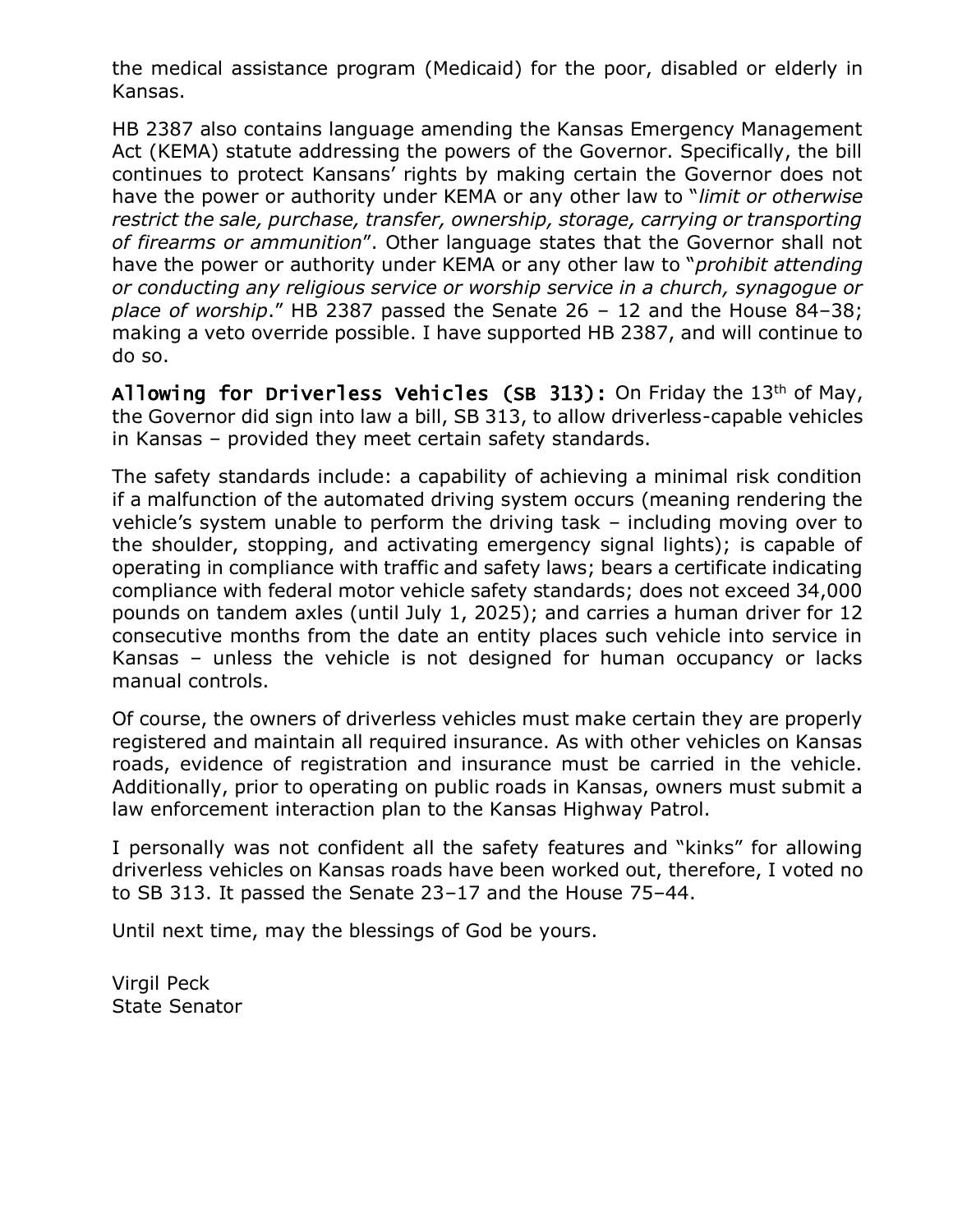the medical assistance program (Medicaid) for the poor, disabled or elderly in Kansas.

HB 2387 also contains language amending the Kansas Emergency Management Act (KEMA) statute addressing the powers of the Governor. Specifically, the bill continues to protect Kansans' rights by making certain the Governor does not have the power or authority under KEMA or any other law to "*limit or otherwise restrict the sale, purchase, transfer, ownership, storage, carrying or transporting of firearms or ammunition*". Other language states that the Governor shall not have the power or authority under KEMA or any other law to "*prohibit attending or conducting any religious service or worship service in a church, synagogue or place of worship*." HB 2387 passed the Senate 26 – 12 and the House 84–38; making a veto override possible. I have supported HB 2387, and will continue to do so.

**Allowing for Driverless Vehicles (SB 313):** On Friday the 13th of May, the Governor did sign into law a bill, SB 313, to allow driverless-capable vehicles in Kansas – provided they meet certain safety standards.

The safety standards include: a capability of achieving a minimal risk condition if a malfunction of the automated driving system occurs (meaning rendering the vehicle's system unable to perform the driving task – including moving over to the shoulder, stopping, and activating emergency signal lights); is capable of operating in compliance with traffic and safety laws; bears a certificate indicating compliance with federal motor vehicle safety standards; does not exceed 34,000 pounds on tandem axles (until July 1, 2025); and carries a human driver for 12 consecutive months from the date an entity places such vehicle into service in Kansas – unless the vehicle is not designed for human occupancy or lacks manual controls.

Of course, the owners of driverless vehicles must make certain they are properly registered and maintain all required insurance. As with other vehicles on Kansas roads, evidence of registration and insurance must be carried in the vehicle. Additionally, prior to operating on public roads in Kansas, owners must submit a law enforcement interaction plan to the Kansas Highway Patrol.

I personally was not confident all the safety features and "kinks" for allowing driverless vehicles on Kansas roads have been worked out, therefore, I voted no to SB 313. It passed the Senate 23–17 and the House 75–44.

Until next time, may the blessings of God be yours.

Virgil Peck
State Senator